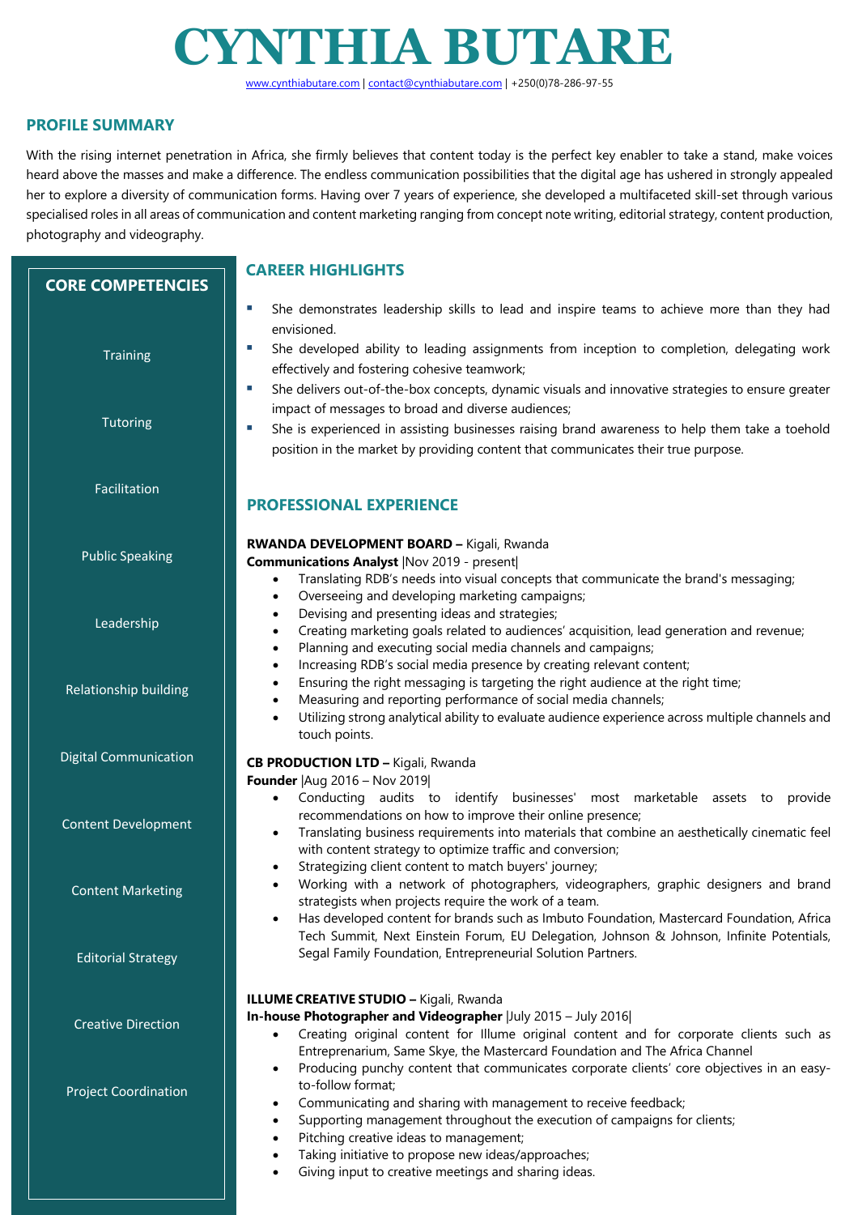# CYNTHIA BUTARE

www.cynthiabutare.com | contact@cynthiabutare.com | +250(0)78-286-97-55

## PROFILE SUMMARY

With the rising internet penetration in Africa, she firmly believes that content today is the perfect key enabler to take a stand, make voices heard above the masses and make a difference. The endless communication possibilities that the digital age has ushered in strongly appealed her to explore a diversity of communication forms. Having over 7 years of experience, she developed a multifaceted skill-set through various specialised roles in all areas of communication and content marketing ranging from concept note writing, editorial strategy, content production, photography and videography.

## CORE COMPETENCIES

- Training
- Tutoring
- Facilitation
- Public Speaking
- Leadership
- Relationship building
- Digital Communication
- Content Development
- Content Marketing
- Editorial Strategy
- Creative Direction
- Project Coordination

## CAREER HIGHLIGHTS

- She demonstrates leadership skills to lead and inspire teams to achieve more than they had envisioned.
- She developed ability to leading assignments from inception to completion, delegating work effectively and fostering cohesive teamwork;
- She delivers out-of-the-box concepts, dynamic visuals and innovative strategies to ensure greater impact of messages to broad and diverse audiences;
- She is experienced in assisting businesses raising brand awareness to help them take a toehold position in the market by providing content that communicates their true purpose.

## PROFESSIONAL EXPERIENCE

**RWANDA DEVELOPMENT BOARD –** Kigali, Rwanda
**Communications Analyst** |Nov 2019 - present|

- Translating RDB's needs into visual concepts that communicate the brand's messaging;
- Overseeing and developing marketing campaigns;
- Devising and presenting ideas and strategies;
- Creating marketing goals related to audiences' acquisition, lead generation and revenue;
- Planning and executing social media channels and campaigns;
- Increasing RDB's social media presence by creating relevant content;
- Ensuring the right messaging is targeting the right audience at the right time;
- Measuring and reporting performance of social media channels;
- Utilizing strong analytical ability to evaluate audience experience across multiple channels and touch points.

**CB PRODUCTION LTD –** Kigali, Rwanda
**Founder** |Aug 2016 – Nov 2019|

- Conducting audits to identify businesses' most marketable assets to provide recommendations on how to improve their online presence;
- Translating business requirements into materials that combine an aesthetically cinematic feel with content strategy to optimize traffic and conversion;
- Strategizing client content to match buyers' journey;
- Working with a network of photographers, videographers, graphic designers and brand strategists when projects require the work of a team.
- Has developed content for brands such as Imbuto Foundation, Mastercard Foundation, Africa Tech Summit, Next Einstein Forum, EU Delegation, Johnson & Johnson, Infinite Potentials, Segal Family Foundation, Entrepreneurial Solution Partners.

**ILLUME CREATIVE STUDIO –** Kigali, Rwanda
**In-house Photographer and Videographer** |July 2015 – July 2016|

- Creating original content for Illume original content and for corporate clients such as Entreprenarium, Same Skye, the Mastercard Foundation and The Africa Channel
- Producing punchy content that communicates corporate clients' core objectives in an easy-to-follow format;
- Communicating and sharing with management to receive feedback;
- Supporting management throughout the execution of campaigns for clients;
- Pitching creative ideas to management;
- Taking initiative to propose new ideas/approaches;
- Giving input to creative meetings and sharing ideas.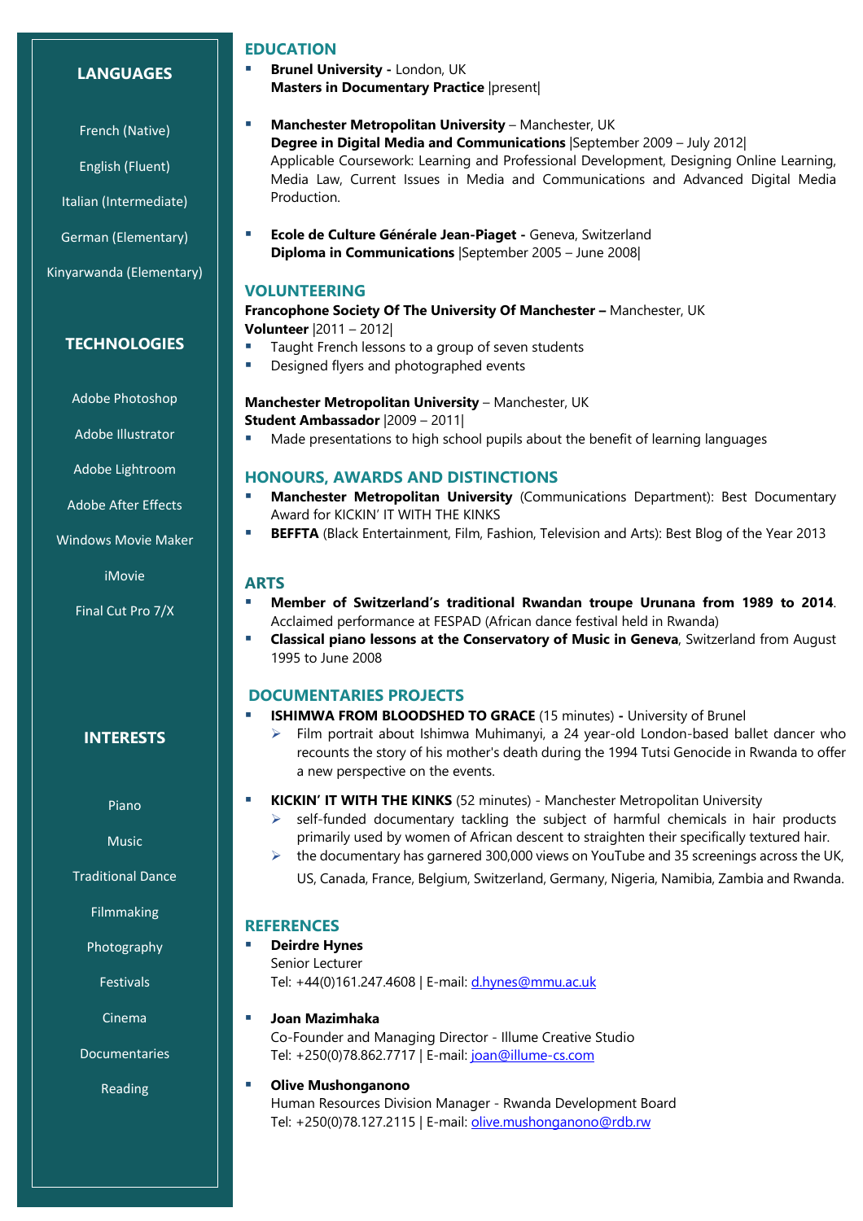## LANGUAGES

French (Native)

English (Fluent)

Italian (Intermediate)

German (Elementary)

Kinyarwanda (Elementary)

## TECHNOLOGIES

Adobe Photoshop

Adobe Illustrator

Adobe Lightroom

Adobe After Effects

Windows Movie Maker

iMovie

Final Cut Pro 7/X

## INTERESTS

Piano

Music

Traditional Dance

Filmmaking

Photography

Festivals

Cinema

Documentaries

Reading

## EDUCATION

- **Brunel University -** London, UK
  **Masters in Documentary Practice** |present|

- **Manchester Metropolitan University** – Manchester, UK
  **Degree in Digital Media and Communications** |September 2009 – July 2012|
  Applicable Coursework: Learning and Professional Development, Designing Online Learning, Media Law, Current Issues in Media and Communications and Advanced Digital Media Production.

- **Ecole de Culture Générale Jean-Piaget -** Geneva, Switzerland
  **Diploma in Communications** |September 2005 – June 2008|

## VOLUNTEERING

**Francophone Society Of The University Of Manchester –** Manchester, UK
**Volunteer** |2011 – 2012|

- Taught French lessons to a group of seven students
- Designed flyers and photographed events

**Manchester Metropolitan University** – Manchester, UK
**Student Ambassador** |2009 – 2011|

- Made presentations to high school pupils about the benefit of learning languages

## HONOURS, AWARDS AND DISTINCTIONS

- **Manchester Metropolitan University** (Communications Department): Best Documentary Award for KICKIN' IT WITH THE KINKS
- **BEFFTA** (Black Entertainment, Film, Fashion, Television and Arts): Best Blog of the Year 2013

## ARTS

- **Member of Switzerland's traditional Rwandan troupe Urunana from 1989 to 2014**. Acclaimed performance at FESPAD (African dance festival held in Rwanda)
- **Classical piano lessons at the Conservatory of Music in Geneva**, Switzerland from August 1995 to June 2008

## DOCUMENTARIES PROJECTS

- **ISHIMWA FROM BLOODSHED TO GRACE** (15 minutes) **-** University of Brunel
  - Film portrait about Ishimwa Muhimanyi, a 24 year-old London-based ballet dancer who recounts the story of his mother's death during the 1994 Tutsi Genocide in Rwanda to offer a new perspective on the events.

- **KICKIN' IT WITH THE KINKS** (52 minutes) - Manchester Metropolitan University
  - self-funded documentary tackling the subject of harmful chemicals in hair products primarily used by women of African descent to straighten their specifically textured hair.
  - the documentary has garnered 300,000 views on YouTube and 35 screenings across the UK, US, Canada, France, Belgium, Switzerland, Germany, Nigeria, Namibia, Zambia and Rwanda.

## REFERENCES

- **Deirdre Hynes**
  Senior Lecturer
  Tel: +44(0)161.247.4608 | E-mail: d.hynes@mmu.ac.uk

- **Joan Mazimhaka**
  Co-Founder and Managing Director - Illume Creative Studio
  Tel: +250(0)78.862.7717 | E-mail: joan@illume-cs.com

- **Olive Mushonganono**
  Human Resources Division Manager - Rwanda Development Board
  Tel: +250(0)78.127.2115 | E-mail: olive.mushonganono@rdb.rw